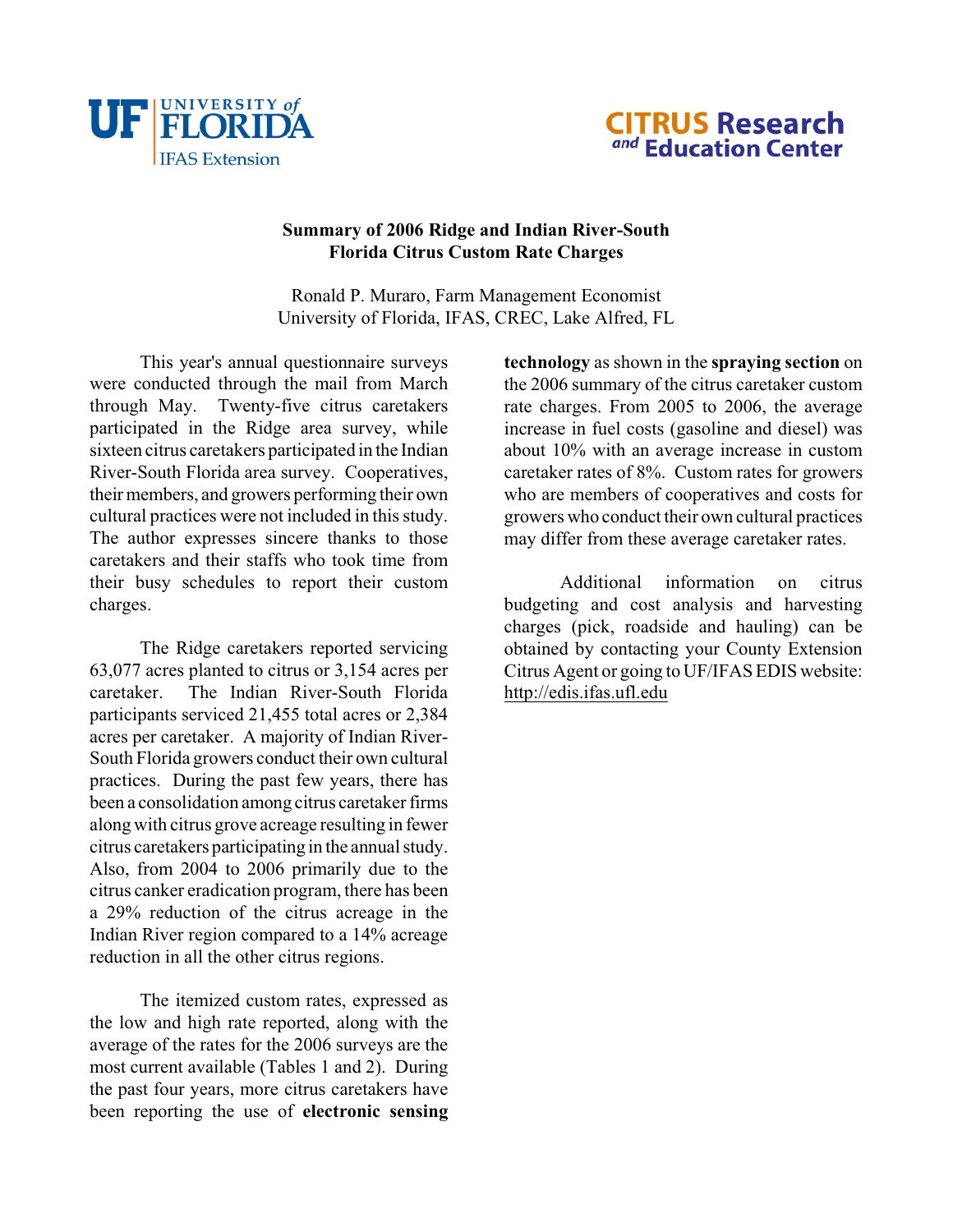UF UNIVERSITY of FLORIDA
IFAS Extension

CITRUS Research and Education Center

# Summary of 2006 Ridge and Indian River-South Florida Citrus Custom Rate Charges

Ronald P. Muraro, Farm Management Economist
University of Florida, IFAS, CREC, Lake Alfred, FL

This year's annual questionnaire surveys were conducted through the mail from March through May. Twenty-five citrus caretakers participated in the Ridge area survey, while sixteen citrus caretakers participated in the Indian River-South Florida area survey. Cooperatives, their members, and growers performing their own cultural practices were not included in this study. The author expresses sincere thanks to those caretakers and their staffs who took time from their busy schedules to report their custom charges.

The Ridge caretakers reported servicing 63,077 acres planted to citrus or 3,154 acres per caretaker. The Indian River-South Florida participants serviced 21,455 total acres or 2,384 acres per caretaker. A majority of Indian River-South Florida growers conduct their own cultural practices. During the past few years, there has been a consolidation among citrus caretaker firms along with citrus grove acreage resulting in fewer citrus caretakers participating in the annual study. Also, from 2004 to 2006 primarily due to the citrus canker eradication program, there has been a 29% reduction of the citrus acreage in the Indian River region compared to a 14% acreage reduction in all the other citrus regions.

The itemized custom rates, expressed as the low and high rate reported, along with the average of the rates for the 2006 surveys are the most current available (Tables 1 and 2). During the past four years, more citrus caretakers have been reporting the use of **electronic sensing technology** as shown in the **spraying section** on the 2006 summary of the citrus caretaker custom rate charges. From 2005 to 2006, the average increase in fuel costs (gasoline and diesel) was about 10% with an average increase in custom caretaker rates of 8%. Custom rates for growers who are members of cooperatives and costs for growers who conduct their own cultural practices may differ from these average caretaker rates.

Additional information on citrus budgeting and cost analysis and harvesting charges (pick, roadside and hauling) can be obtained by contacting your County Extension Citrus Agent or going to UF/IFAS EDIS website: http://edis.ifas.ufl.edu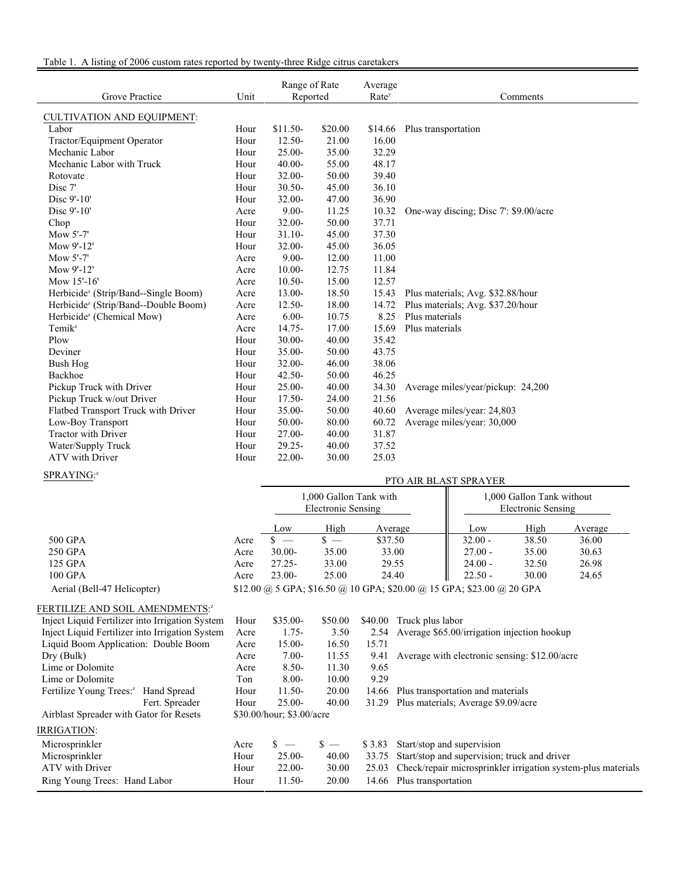Table 1. A listing of 2006 custom rates reported by twenty-three Ridge citrus caretakers

| Grove Practice | Unit | Range of Rate Reported | | Average Rate[y] | Comments |
|---|---|---|---|---|---|
| CULTIVATION AND EQUIPMENT: | | | | | |
| Labor | Hour | $11.50- | $20.00 | $14.66 | Plus transportation |
| Tractor/Equipment Operator | Hour | 12.50- | 21.00 | 16.00 | |
| Mechanic Labor | Hour | 25.00- | 35.00 | 32.29 | |
| Mechanic Labor with Truck | Hour | 40.00- | 55.00 | 48.17 | |
| Rotovate | Hour | 32.00- | 50.00 | 39.40 | |
| Disc 7' | Hour | 30.50- | 45.00 | 36.10 | |
| Disc 9'-10' | Hour | 32.00- | 47.00 | 36.90 | |
| Disc 9'-10' | Acre | 9.00- | 11.25 | 10.32 | One-way discing; Disc 7': $9.00/acre |
| Chop | Hour | 32.00- | 50.00 | 37.71 | |
| Mow 5'-7' | Hour | 31.10- | 45.00 | 37.30 | |
| Mow 9'-12' | Hour | 32.00- | 45.00 | 36.05 | |
| Mow 5'-7' | Acre | 9.00- | 12.00 | 11.00 | |
| Mow 9'-12' | Acre | 10.00- | 12.75 | 11.84 | |
| Mow 15'-16' | Acre | 10.50- | 15.00 | 12.57 | |
| Herbicide[z] (Strip/Band--Single Boom) | Acre | 13.00- | 18.50 | 15.43 | Plus materials; Avg. $32.88/hour |
| Herbicide[z] (Strip/Band--Double Boom) | Acre | 12.50- | 18.00 | 14.72 | Plus materials; Avg. $37.20/hour |
| Herbicide[z] (Chemical Mow) | Acre | 6.00- | 10.75 | 8.25 | Plus materials |
| Temik[z] | Acre | 14.75- | 17.00 | 15.69 | Plus materials |
| Plow | Hour | 30.00- | 40.00 | 35.42 | |
| Deviner | Hour | 35.00- | 50.00 | 43.75 | |
| Bush Hog | Hour | 32.00- | 46.00 | 38.06 | |
| Backhoe | Hour | 42.50- | 50.00 | 46.25 | |
| Pickup Truck with Driver | Hour | 25.00- | 40.00 | 34.30 | Average miles/year/pickup: 24,200 |
| Pickup Truck w/out Driver | Hour | 17.50- | 24.00 | 21.56 | |
| Flatbed Transport Truck with Driver | Hour | 35.00- | 50.00 | 40.60 | Average miles/year: 24,803 |
| Low-Boy Transport | Hour | 50.00- | 80.00 | 60.72 | Average miles/year: 30,000 |
| Tractor with Driver | Hour | 27.00- | 40.00 | 31.87 | |
| Water/Supply Truck | Hour | 29.25- | 40.00 | 37.52 | |
| ATV with Driver | Hour | 22.00- | 30.00 | 25.03 | |

SPRAYING:[z]

| | | PTO AIR BLAST SPRAYER | | | | | |
|---|---|---|---|---|---|---|---|
| | | 1,000 Gallon Tank with Electronic Sensing | | | 1,000 Gallon Tank without Electronic Sensing | | |
| | | Low | High | Average | Low | High | Average |
| 500 GPA | Acre | $ — | $ — | $37.50 | 32.00 - | 38.50 | 36.00 |
| 250 GPA | Acre | 30.00- | 35.00 | 33.00 | 27.00 - | 35.00 | 30.63 |
| 125 GPA | Acre | 27.25- | 33.00 | 29.55 | 24.00 - | 32.50 | 26.98 |
| 100 GPA | Acre | 23.00- | 25.00 | 24.40 | 22.50 - | 30.00 | 24.65 |
| Aerial (Bell-47 Helicopter) | | $12.00 @ 5 GPA; $16.50 @ 10 GPA; $20.00 @ 15 GPA; $23.00 @ 20 GPA | | | | | |

| Grove Practice | Unit | Range of Rate Reported | | Average Rate[y] | Comments |
|---|---|---|---|---|---|
| FERTILIZE AND SOIL AMENDMENTS:[z] | | | | | |
| Inject Liquid Fertilizer into Irrigation System | Hour | $35.00- | $50.00 | $40.00 | Truck plus labor |
| Inject Liquid Fertilizer into Irrigation System | Acre | 1.75- | 3.50 | 2.54 | Average $65.00/irrigation injection hookup |
| Liquid Boom Application: Double Boom | Acre | 15.00- | 16.50 | 15.71 | |
| Dry (Bulk) | Acre | 7.00- | 11.55 | 9.41 | Average with electronic sensing: $12.00/acre |
| Lime or Dolomite | Acre | 8.50- | 11.30 | 9.65 | |
| Lime or Dolomite | Ton | 8.00- | 10.00 | 9.29 | |
| Fertilize Young Trees:[z] Hand Spread | Hour | 11.50- | 20.00 | 14.66 | Plus transportation and materials |
| Fert. Spreader | Hour | 25.00- | 40.00 | 31.29 | Plus materials; Average $9.09/acre |
| Airblast Spreader with Gator for Resets | $30.00/hour; $3.00/acre | | | | |
| IRRIGATION: | | | | | |
| Microsprinkler | Acre | $ — | $ — | $ 3.83 | Start/stop and supervision |
| Microsprinkler | Hour | 25.00- | 40.00 | 33.75 | Start/stop and supervision; truck and driver |
| ATV with Driver | Hour | 22.00- | 30.00 | 25.03 | Check/repair microsprinkler irrigation system-plus materials |
| Ring Young Trees: Hand Labor | Hour | 11.50- | 20.00 | 14.66 | Plus transportation |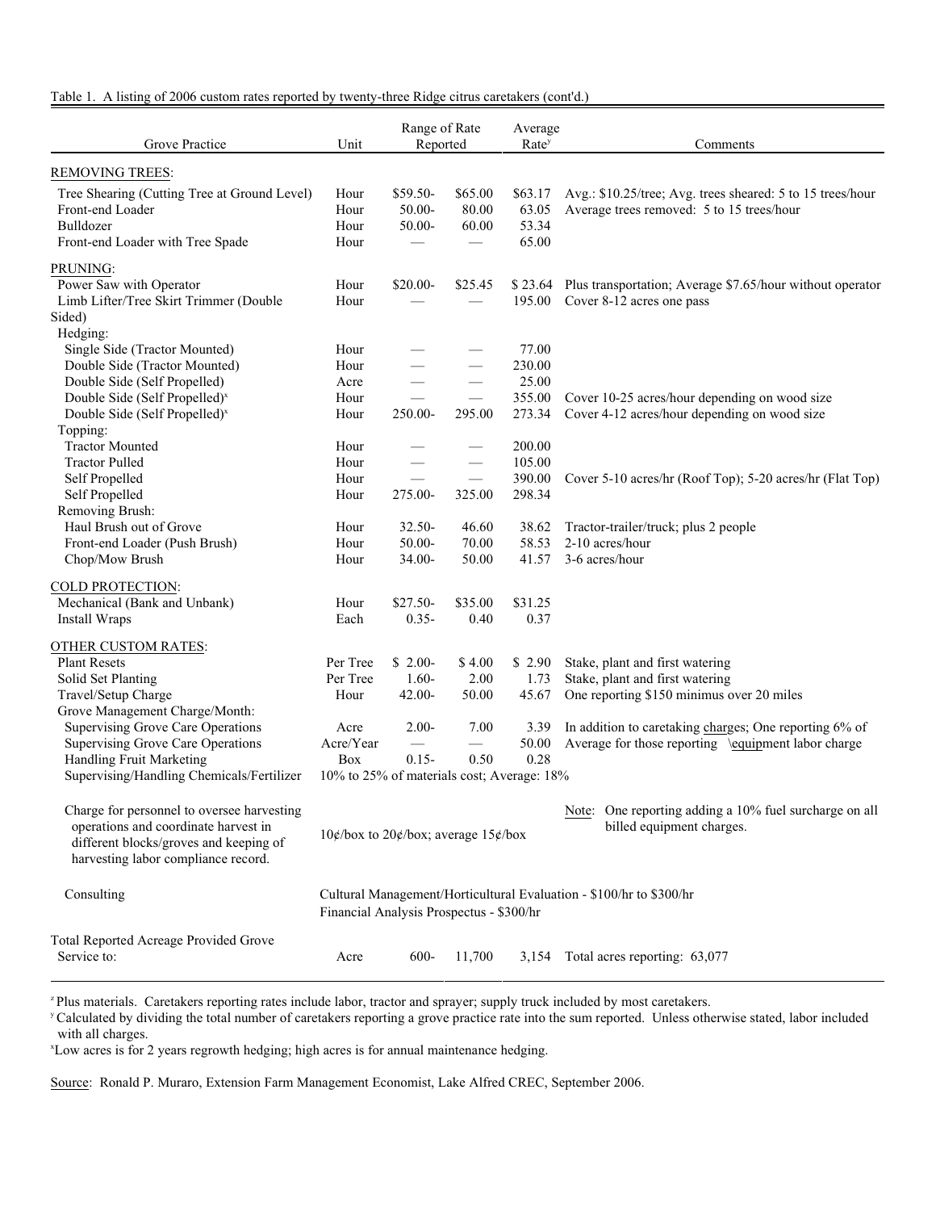Table 1. A listing of 2006 custom rates reported by twenty-three Ridge citrus caretakers (cont'd.)

| Grove Practice | Unit | Range of Rate Reported | | Average Rate[y] | Comments |
|---|---|---|---|---|---|
| REMOVING TREES: | | | | | |
| Tree Shearing (Cutting Tree at Ground Level) | Hour | $59.50- | $65.00 | $63.17 | Avg.: $10.25/tree; Avg. trees sheared: 5 to 15 trees/hour |
| Front-end Loader | Hour | 50.00- | 80.00 | 63.05 | Average trees removed: 5 to 15 trees/hour |
| Bulldozer | Hour | 50.00- | 60.00 | 53.34 | |
| Front-end Loader with Tree Spade | Hour | — | — | 65.00 | |
| PRUNING: | | | | | |
| Power Saw with Operator | Hour | $20.00- | $25.45 | $ 23.64 | Plus transportation; Average $7.65/hour without operator |
| Limb Lifter/Tree Skirt Trimmer (Double Sided) | Hour | — | — | 195.00 | Cover 8-12 acres one pass |
| Hedging: | | | | | |
| Single Side (Tractor Mounted) | Hour | — | — | 77.00 | |
| Double Side (Tractor Mounted) | Hour | — | — | 230.00 | |
| Double Side (Self Propelled) | Acre | — | — | 25.00 | |
| Double Side (Self Propelled)[x] | Hour | — | — | 355.00 | Cover 10-25 acres/hour depending on wood size |
| Double Side (Self Propelled)[x] | Hour | 250.00- | 295.00 | 273.34 | Cover 4-12 acres/hour depending on wood size |
| Topping: | | | | | |
| Tractor Mounted | Hour | — | — | 200.00 | |
| Tractor Pulled | Hour | — | — | 105.00 | |
| Self Propelled | Hour | — | — | 390.00 | Cover 5-10 acres/hr (Roof Top); 5-20 acres/hr (Flat Top) |
| Self Propelled | Hour | 275.00- | 325.00 | 298.34 | |
| Removing Brush: | | | | | |
| Haul Brush out of Grove | Hour | 32.50- | 46.60 | 38.62 | Tractor-trailer/truck; plus 2 people |
| Front-end Loader (Push Brush) | Hour | 50.00- | 70.00 | 58.53 | 2-10 acres/hour |
| Chop/Mow Brush | Hour | 34.00- | 50.00 | 41.57 | 3-6 acres/hour |
| COLD PROTECTION: | | | | | |
| Mechanical (Bank and Unbank) | Hour | $27.50- | $35.00 | $31.25 | |
| Install Wraps | Each | 0.35- | 0.40 | 0.37 | |
| OTHER CUSTOM RATES: | | | | | |
| Plant Resets | Per Tree | $ 2.00- | $ 4.00 | $ 2.90 | Stake, plant and first watering |
| Solid Set Planting | Per Tree | 1.60- | 2.00 | 1.73 | Stake, plant and first watering |
| Travel/Setup Charge | Hour | 42.00- | 50.00 | 45.67 | One reporting $150 minimus over 20 miles |
| Grove Management Charge/Month: | | | | | |
| Supervising Grove Care Operations | Acre | 2.00- | 7.00 | 3.39 | In addition to caretaking charges; One reporting 6% of |
| Supervising Grove Care Operations | Acre/Year | — | — | 50.00 | Average for those reporting \equipment labor charge |
| Handling Fruit Marketing | Box | 0.15- | 0.50 | 0.28 | |
| Supervising/Handling Chemicals/Fertilizer | 10% to 25% of materials cost; Average: 18% | | | | |
| Charge for personnel to oversee harvesting operations and coordinate harvest in different blocks/groves and keeping of harvesting labor compliance record. | 10¢/box to 20¢/box; average 15¢/box | | | | Note: One reporting adding a 10% fuel surcharge on all billed equipment charges. |
| Consulting | Cultural Management/Horticultural Evaluation - $100/hr to $300/hr; Financial Analysis Prospectus - $300/hr | | | | |
| Total Reported Acreage Provided Grove Service to: | Acre | 600- | 11,700 | 3,154 | Total acres reporting: 63,077 |

[z] Plus materials. Caretakers reporting rates include labor, tractor and sprayer; supply truck included by most caretakers.
[y] Calculated by dividing the total number of caretakers reporting a grove practice rate into the sum reported. Unless otherwise stated, labor included with all charges.
[x] Low acres is for 2 years regrowth hedging; high acres is for annual maintenance hedging.

Source: Ronald P. Muraro, Extension Farm Management Economist, Lake Alfred CREC, September 2006.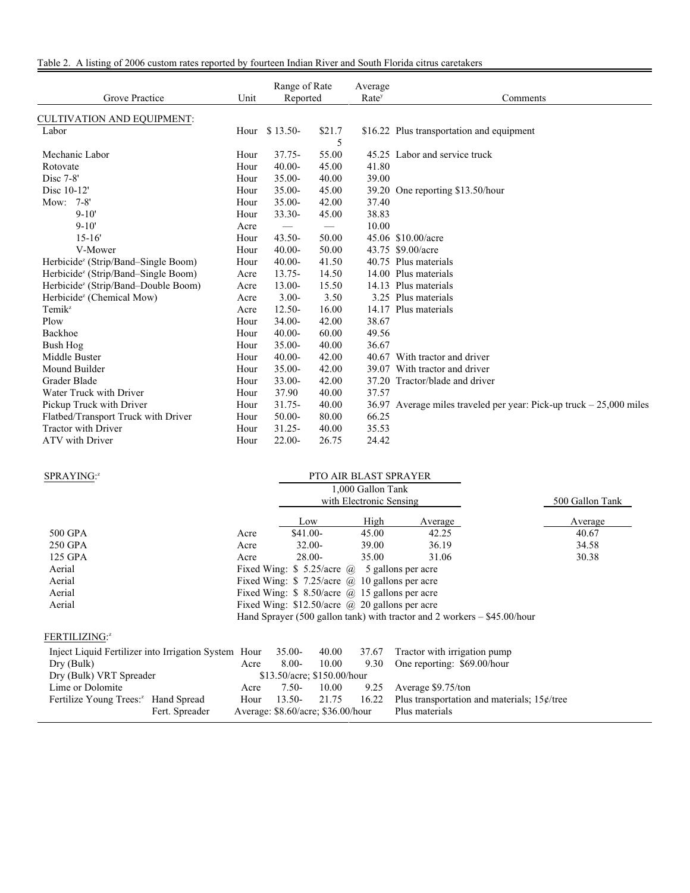Table 2. A listing of 2006 custom rates reported by fourteen Indian River and South Florida citrus caretakers

| Grove Practice | Unit | Range of Rate Reported | | Average Rate[y] | Comments |
|---|---|---|---|---|---|
| CULTIVATION AND EQUIPMENT: | | | | | |
| Labor | Hour | $ 13.50- | $21.75 | $16.22 | Plus transportation and equipment |
| Mechanic Labor | Hour | 37.75- | 55.00 | 45.25 | Labor and service truck |
| Rotovate | Hour | 40.00- | 45.00 | 41.80 | |
| Disc 7-8' | Hour | 35.00- | 40.00 | 39.00 | |
| Disc 10-12' | Hour | 35.00- | 45.00 | 39.20 | One reporting $13.50/hour |
| Mow: 7-8' | Hour | 35.00- | 42.00 | 37.40 | |
| 9-10' | Hour | 33.30- | 45.00 | 38.83 | |
| 9-10' | Acre | — | — | 10.00 | |
| 15-16' | Hour | 43.50- | 50.00 | 45.06 | $10.00/acre |
| V-Mower | Hour | 40.00- | 50.00 | 43.75 | $9.00/acre |
| Herbicide[z] (Strip/Band–Single Boom) | Hour | 40.00- | 41.50 | 40.75 | Plus materials |
| Herbicide[z] (Strip/Band–Single Boom) | Acre | 13.75- | 14.50 | 14.00 | Plus materials |
| Herbicide[z] (Strip/Band–Double Boom) | Acre | 13.00- | 15.50 | 14.13 | Plus materials |
| Herbicide[z] (Chemical Mow) | Acre | 3.00- | 3.50 | 3.25 | Plus materials |
| Temik[z] | Acre | 12.50- | 16.00 | 14.17 | Plus materials |
| Plow | Hour | 34.00- | 42.00 | 38.67 | |
| Backhoe | Hour | 40.00- | 60.00 | 49.56 | |
| Bush Hog | Hour | 35.00- | 40.00 | 36.67 | |
| Middle Buster | Hour | 40.00- | 42.00 | 40.67 | With tractor and driver |
| Mound Builder | Hour | 35.00- | 42.00 | 39.07 | With tractor and driver |
| Grader Blade | Hour | 33.00- | 42.00 | 37.20 | Tractor/blade and driver |
| Water Truck with Driver | Hour | 37.90 | 40.00 | 37.57 | |
| Pickup Truck with Driver | Hour | 31.75- | 40.00 | 36.97 | Average miles traveled per year: Pick-up truck – 25,000 miles |
| Flatbed/Transport Truck with Driver | Hour | 50.00- | 80.00 | 66.25 | |
| Tractor with Driver | Hour | 31.25- | 40.00 | 35.53 | |
| ATV with Driver | Hour | 22.00- | 26.75 | 24.42 | |

| SPRAYING:[z] | | PTO AIR BLAST SPRAYER 1,000 Gallon Tank with Electronic Sensing | | | 500 Gallon Tank |
|---|---|---|---|---|---|
| | | Low | High | Average | Average |
| 500 GPA | Acre | $41.00- | 45.00 | 42.25 | 40.67 |
| 250 GPA | Acre | 32.00- | 39.00 | 36.19 | 34.58 |
| 125 GPA | Acre | 28.00- | 35.00 | 31.06 | 30.38 |
| Aerial | Fixed Wing: $ 5.25/acre @ 5 gallons per acre | | | | |
| Aerial | Fixed Wing: $ 7.25/acre @ 10 gallons per acre | | | | |
| Aerial | Fixed Wing: $ 8.50/acre @ 15 gallons per acre | | | | |
| Aerial | Fixed Wing: $12.50/acre @ 20 gallons per acre | | | | |
| | Hand Sprayer (500 gallon tank) with tractor and 2 workers – $45.00/hour | | | | |

| FERTILIZING:[z] | Unit | Low | High | Average | Comments |
|---|---|---|---|---|---|
| Inject Liquid Fertilizer into Irrigation System | Hour | 35.00- | 40.00 | 37.67 | Tractor with irrigation pump |
| Dry (Bulk) | Acre | 8.00- | 10.00 | 9.30 | One reporting: $69.00/hour |
| Dry (Bulk) VRT Spreader | $13.50/acre; $150.00/hour | | | | |
| Lime or Dolomite | Acre | 7.50- | 10.00 | 9.25 | Average $9.75/ton |
| Fertilize Young Trees:[z] Hand Spread | Hour | 13.50- | 21.75 | 16.22 | Plus transportation and materials; 15¢/tree |
| Fert. Spreader | Average: $8.60/acre; $36.00/hour | | | | Plus materials |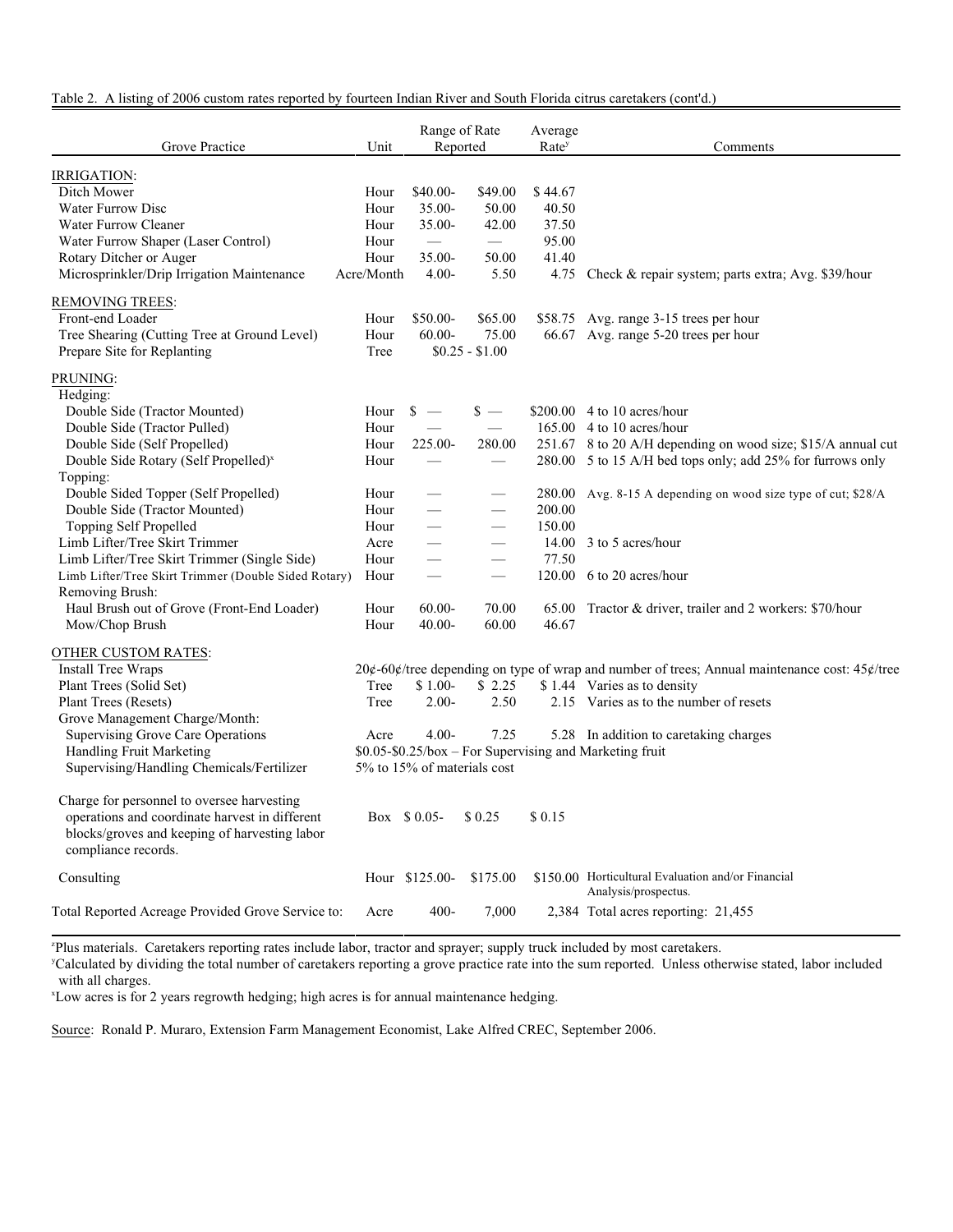Table 2. A listing of 2006 custom rates reported by fourteen Indian River and South Florida citrus caretakers (cont'd.)

| Grove Practice | Unit | Range of Rate Reported | | Average Rate[y] | Comments |
|---|---|---|---|---|---|
| IRRIGATION: | | | | | |
| Ditch Mower | Hour | $40.00- | $49.00 | $ 44.67 | |
| Water Furrow Disc | Hour | 35.00- | 50.00 | 40.50 | |
| Water Furrow Cleaner | Hour | 35.00- | 42.00 | 37.50 | |
| Water Furrow Shaper (Laser Control) | Hour | — | — | 95.00 | |
| Rotary Ditcher or Auger | Hour | 35.00- | 50.00 | 41.40 | |
| Microsprinkler/Drip Irrigation Maintenance | Acre/Month | 4.00- | 5.50 | 4.75 | Check & repair system; parts extra; Avg. $39/hour |
| REMOVING TREES: | | | | | |
| Front-end Loader | Hour | $50.00- | $65.00 | $58.75 | Avg. range 3-15 trees per hour |
| Tree Shearing (Cutting Tree at Ground Level) | Hour | 60.00- | 75.00 | 66.67 | Avg. range 5-20 trees per hour |
| Prepare Site for Replanting | Tree | $0.25 - $1.00 | | | |
| PRUNING: | | | | | |
| Hedging: | | | | | |
| Double Side (Tractor Mounted) | Hour | $ — | $ — | $200.00 | 4 to 10 acres/hour |
| Double Side (Tractor Pulled) | Hour | — | — | 165.00 | 4 to 10 acres/hour |
| Double Side (Self Propelled) | Hour | 225.00- | 280.00 | 251.67 | 8 to 20 A/H depending on wood size; $15/A annual cut |
| Double Side Rotary (Self Propelled)[x] | Hour | — | — | 280.00 | 5 to 15 A/H bed tops only; add 25% for furrows only |
| Topping: | | | | | |
| Double Sided Topper (Self Propelled) | Hour | — | — | 280.00 | Avg. 8-15 A depending on wood size type of cut; $28/A |
| Double Side (Tractor Mounted) | Hour | — | — | 200.00 | |
| Topping Self Propelled | Hour | — | — | 150.00 | |
| Limb Lifter/Tree Skirt Trimmer | Acre | — | — | 14.00 | 3 to 5 acres/hour |
| Limb Lifter/Tree Skirt Trimmer (Single Side) | Hour | — | — | 77.50 | |
| Limb Lifter/Tree Skirt Trimmer (Double Sided Rotary) | Hour | — | — | 120.00 | 6 to 20 acres/hour |
| Removing Brush: | | | | | |
| Haul Brush out of Grove (Front-End Loader) | Hour | 60.00- | 70.00 | 65.00 | Tractor & driver, trailer and 2 workers: $70/hour |
| Mow/Chop Brush | Hour | 40.00- | 60.00 | 46.67 | |
| OTHER CUSTOM RATES: | | | | | |
| Install Tree Wraps | 20¢-60¢/tree depending on type of wrap and number of trees; Annual maintenance cost: 45¢/tree | | | | |
| Plant Trees (Solid Set) | Tree | $ 1.00- | $ 2.25 | $ 1.44 | Varies as to density |
| Plant Trees (Resets) | Tree | 2.00- | 2.50 | 2.15 | Varies as to the number of resets |
| Grove Management Charge/Month: | | | | | |
| Supervising Grove Care Operations | Acre | 4.00- | 7.25 | 5.28 | In addition to caretaking charges |
| Handling Fruit Marketing | $0.05-$0.25/box – For Supervising and Marketing fruit | | | | |
| Supervising/Handling Chemicals/Fertilizer | 5% to 15% of materials cost | | | | |
| Charge for personnel to oversee harvesting operations and coordinate harvest in different blocks/groves and keeping of harvesting labor compliance records. | Box | $ 0.05- | $ 0.25 | $ 0.15 | |
| Consulting | Hour | $125.00- | $175.00 | $150.00 | Horticultural Evaluation and/or Financial Analysis/prospectus. |
| Total Reported Acreage Provided Grove Service to: | Acre | 400- | 7,000 | 2,384 | Total acres reporting: 21,455 |

[z]Plus materials. Caretakers reporting rates include labor, tractor and sprayer; supply truck included by most caretakers.
[y]Calculated by dividing the total number of caretakers reporting a grove practice rate into the sum reported. Unless otherwise stated, labor included with all charges.
[x]Low acres is for 2 years regrowth hedging; high acres is for annual maintenance hedging.

Source: Ronald P. Muraro, Extension Farm Management Economist, Lake Alfred CREC, September 2006.